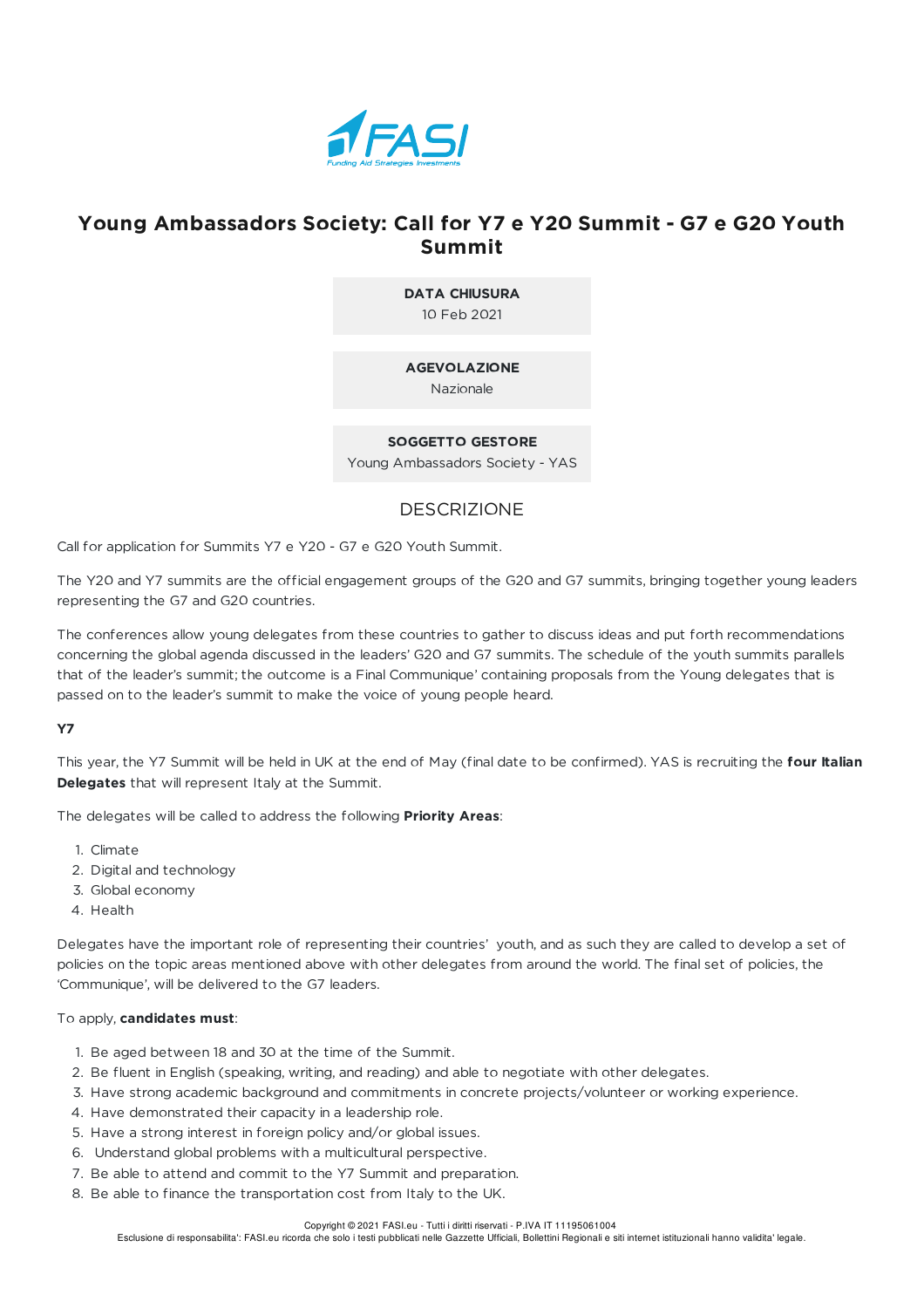# Young Ambassadors Society: Call for Y7 e Y20 Summit - G7 e G20 Youth Summit

**DATA CHIUSURA**
10 Feb 2021

**AGEVOLAZIONE**
Nazionale

**SOGGETTO GESTORE**
Young Ambassadors Society - YAS

## DESCRIZIONE

Call for application for Summits Y7 e Y20 - G7 e G20 Youth Summit.

The Y20 and Y7 summits are the official engagement groups of the G20 and G7 summits, bringing together young leaders representing the G7 and G20 countries.

The conferences allow young delegates from these countries to gather to discuss ideas and put forth recommendations concerning the global agenda discussed in the leaders' G20 and G7 summits. The schedule of the youth summits parallels that of the leader's summit; the outcome is a Final Communique' containing proposals from the Young delegates that is passed on to the leader's summit to make the voice of young people heard.

**Y7**

This year, the Y7 Summit will be held in UK at the end of May (final date to be confirmed). YAS is recruiting the **four Italian Delegates** that will represent Italy at the Summit.

The delegates will be called to address the following **Priority Areas**:

1. Climate
2. Digital and technology
3. Global economy
4. Health

Delegates have the important role of representing their countries' youth, and as such they are called to develop a set of policies on the topic areas mentioned above with other delegates from around the world. The final set of policies, the 'Communique', will be delivered to the G7 leaders.

To apply, **candidates must**:

1. Be aged between 18 and 30 at the time of the Summit.
2. Be fluent in English (speaking, writing, and reading) and able to negotiate with other delegates.
3. Have strong academic background and commitments in concrete projects/volunteer or working experience.
4. Have demonstrated their capacity in a leadership role.
5. Have a strong interest in foreign policy and/or global issues.
6. Understand global problems with a multicultural perspective.
7. Be able to attend and commit to the Y7 Summit and preparation.
8. Be able to finance the transportation cost from Italy to the UK.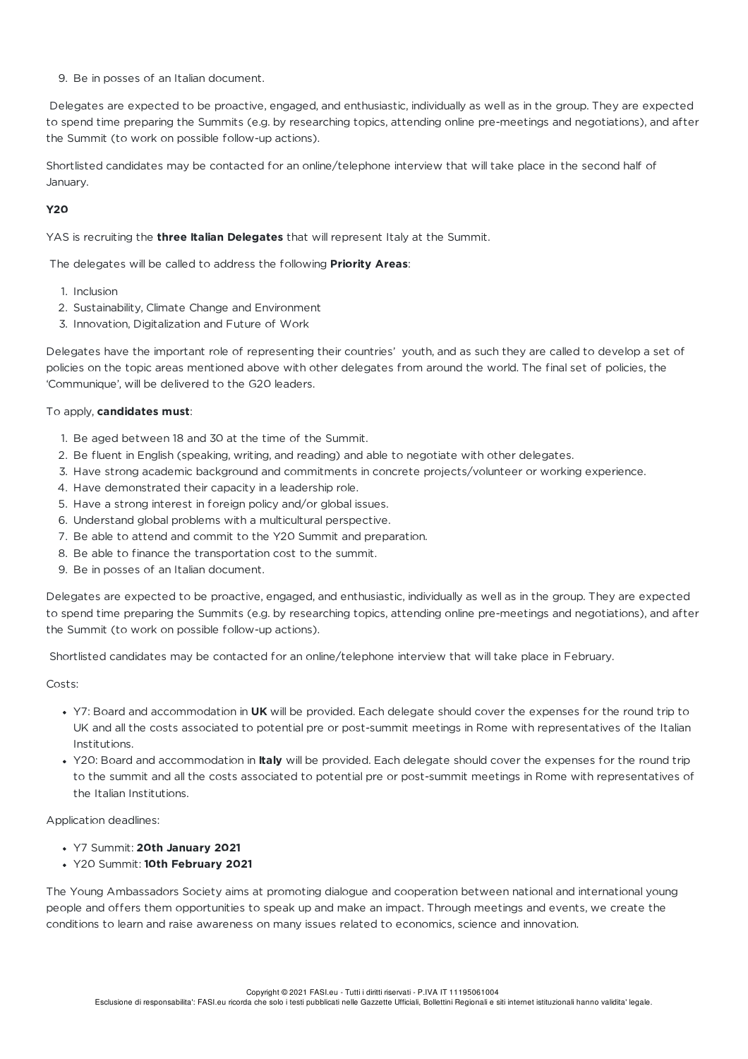9. Be in posses of an Italian document.

Delegates are expected to be proactive, engaged, and enthusiastic, individually as well as in the group. They are expected to spend time preparing the Summits (e.g. by researching topics, attending online pre-meetings and negotiations), and after the Summit (to work on possible follow-up actions).

Shortlisted candidates may be contacted for an online/telephone interview that will take place in the second half of January.

**Y20**

YAS is recruiting the **three Italian Delegates** that will represent Italy at the Summit.

The delegates will be called to address the following **Priority Areas**:

1. Inclusion
2. Sustainability, Climate Change and Environment
3. Innovation, Digitalization and Future of Work

Delegates have the important role of representing their countries' youth, and as such they are called to develop a set of policies on the topic areas mentioned above with other delegates from around the world. The final set of policies, the 'Communique', will be delivered to the G20 leaders.

To apply, **candidates must**:

1. Be aged between 18 and 30 at the time of the Summit.
2. Be fluent in English (speaking, writing, and reading) and able to negotiate with other delegates.
3. Have strong academic background and commitments in concrete projects/volunteer or working experience.
4. Have demonstrated their capacity in a leadership role.
5. Have a strong interest in foreign policy and/or global issues.
6. Understand global problems with a multicultural perspective.
7. Be able to attend and commit to the Y20 Summit and preparation.
8. Be able to finance the transportation cost to the summit.
9. Be in posses of an Italian document.

Delegates are expected to be proactive, engaged, and enthusiastic, individually as well as in the group. They are expected to spend time preparing the Summits (e.g. by researching topics, attending online pre-meetings and negotiations), and after the Summit (to work on possible follow-up actions).

Shortlisted candidates may be contacted for an online/telephone interview that will take place in February.

Costs:

- Y7: Board and accommodation in **UK** will be provided. Each delegate should cover the expenses for the round trip to UK and all the costs associated to potential pre or post-summit meetings in Rome with representatives of the Italian Institutions.
- Y20: Board and accommodation in **Italy** will be provided. Each delegate should cover the expenses for the round trip to the summit and all the costs associated to potential pre or post-summit meetings in Rome with representatives of the Italian Institutions.

Application deadlines:

- Y7 Summit: **20th January 2021**
- Y20 Summit: **10th February 2021**

The Young Ambassadors Society aims at promoting dialogue and cooperation between national and international young people and offers them opportunities to speak up and make an impact. Through meetings and events, we create the conditions to learn and raise awareness on many issues related to economics, science and innovation.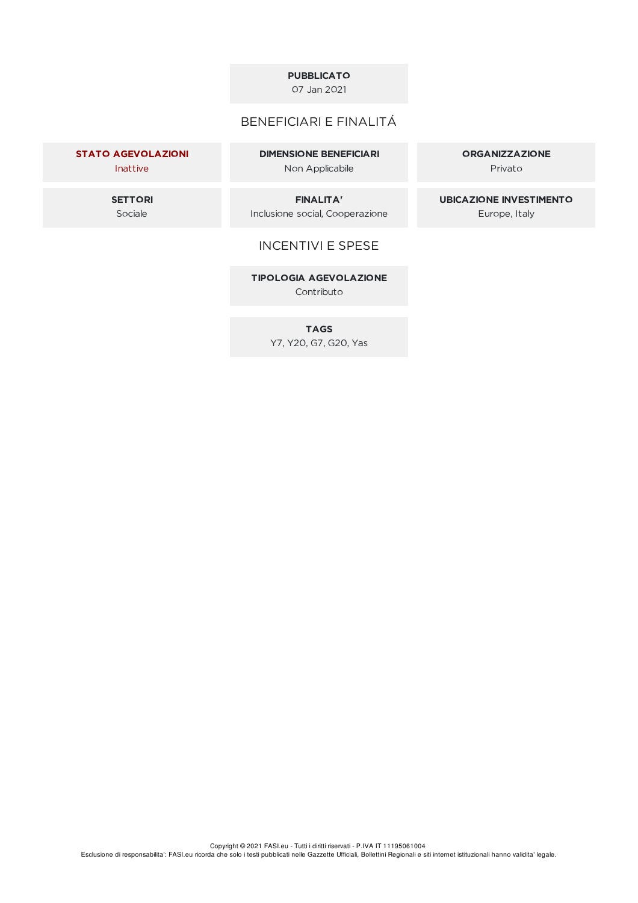**PUBBLICATO**
07 Jan 2021

## BENEFICIARI E FINALITÁ

**STATO AGEVOLAZIONI**
Inattive

**DIMENSIONE BENEFICIARI**
Non Applicabile

**ORGANIZZAZIONE**
Privato

**SETTORI**
Sociale

**FINALITA'**
Inclusione social, Cooperazione

**UBICAZIONE INVESTIMENTO**
Europe, Italy

## INCENTIVI E SPESE

**TIPOLOGIA AGEVOLAZIONE**
Contributo

**TAGS**
Y7, Y20, G7, G20, Yas

Copyright © 2021 FASI.eu - Tutti i diritti riservati - P.IVA IT 11195061004
Esclusione di responsabilita': FASI.eu ricorda che solo i testi pubblicati nelle Gazzette Ufficiali, Bollettini Regionali e siti internet istituzionali hanno validita' legale.